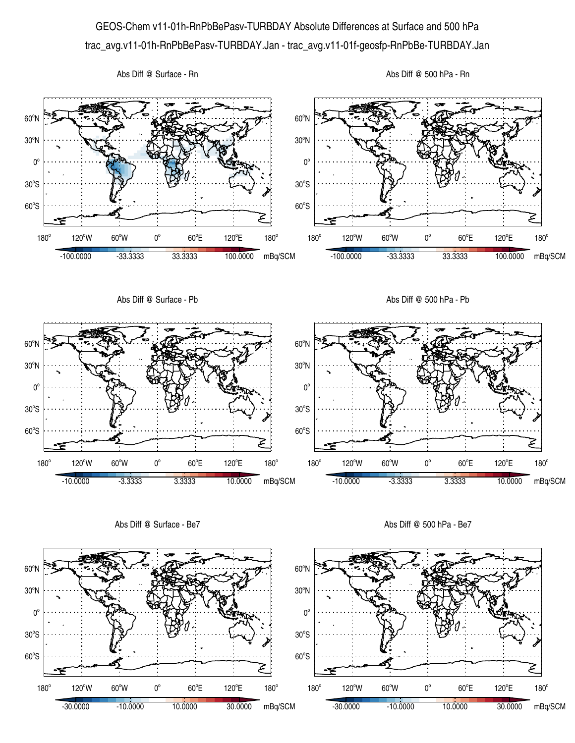GEOS-Chem v11-01h-RnPbBePasv-TURBDAY Absolute Differences at Surface and 500 hPa

trac_avg.v11-01h-RnPbBePasv-TURBDAY.Jan - trac_avg.v11-01f-geosfp-RnPbBe-TURBDAY.Jan

Abs Diff @ Surface - Rn

Abs Diff @ 500 hPa - Rn

-100.0000 -33.3333 33.3333 100.0000 mBq/SCM

Abs Diff @ Surface - Pb

Abs Diff @ 500 hPa - Pb

-10.0000 -3.3333 3.3333 10.0000 mBq/SCM

Abs Diff @ Surface - Be7

Abs Diff @ 500 hPa - Be7

-30.0000 -10.0000 10.0000 30.0000 mBq/SCM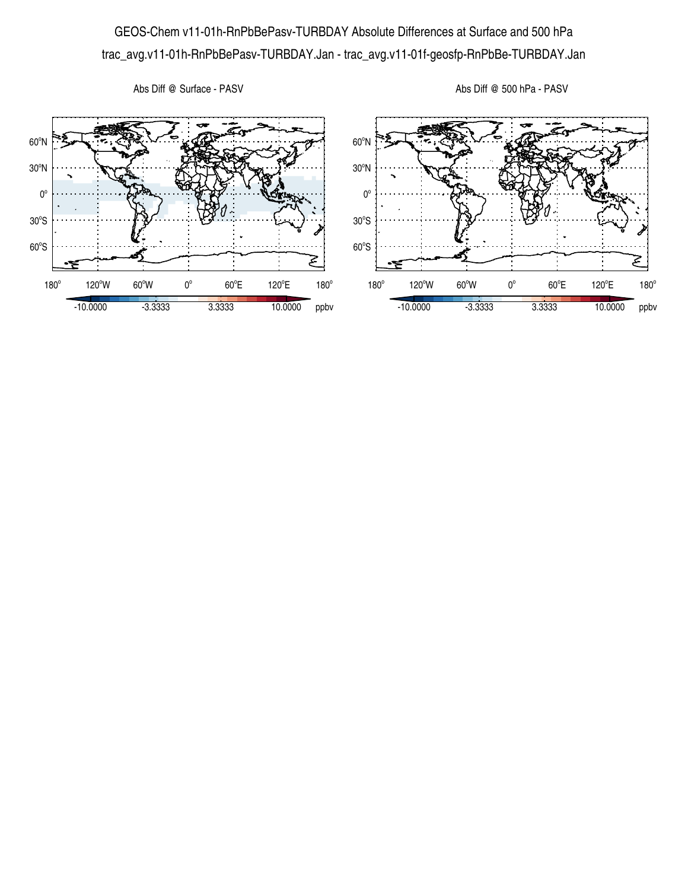GEOS-Chem v11-01h-RnPbBePasv-TURBDAY Absolute Differences at Surface and 500 hPa

trac_avg.v11-01h-RnPbBePasv-TURBDAY.Jan - trac_avg.v11-01f-geosfp-RnPbBe-TURBDAY.Jan

Abs Diff @ Surface - PASV

60°N
30°N
0°
30°S
60°S

180° 120°W 60°W 0° 60°E 120°E 180°

-10.0000 -3.3333 3.3333 10.0000 ppbv

Abs Diff @ 500 hPa - PASV

60°N
30°N
0°
30°S
60°S

180° 120°W 60°W 0° 60°E 120°E 180°

-10.0000 -3.3333 3.3333 10.0000 ppbv